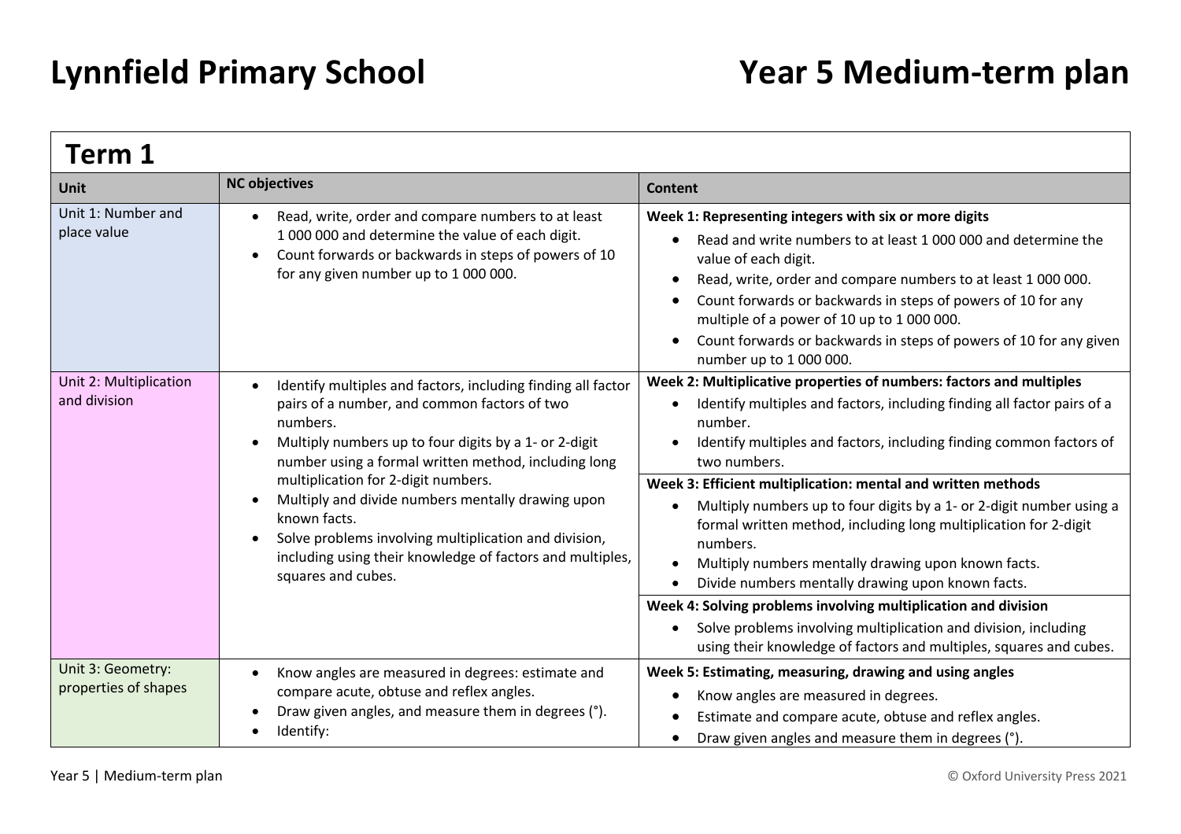# Lynnfield Primary School

# Year 5 Medium-term plan

## Term 1

| Unit | NC objectives | Content |
|---|---|---|
| Unit 1: Number and place value | • Read, write, order and compare numbers to at least 1 000 000 and determine the value of each digit.<br>• Count forwards or backwards in steps of powers of 10 for any given number up to 1 000 000. | **Week 1: Representing integers with six or more digits**<br>• Read and write numbers to at least 1 000 000 and determine the value of each digit.<br>• Read, write, order and compare numbers to at least 1 000 000.<br>• Count forwards or backwards in steps of powers of 10 for any multiple of a power of 10 up to 1 000 000.<br>• Count forwards or backwards in steps of powers of 10 for any given number up to 1 000 000. |
| Unit 2: Multiplication and division | • Identify multiples and factors, including finding all factor pairs of a number, and common factors of two numbers.<br>• Multiply numbers up to four digits by a 1- or 2-digit number using a formal written method, including long multiplication for 2-digit numbers.<br>• Multiply and divide numbers mentally drawing upon known facts.<br>• Solve problems involving multiplication and division, including using their knowledge of factors and multiples, squares and cubes. | **Week 2: Multiplicative properties of numbers: factors and multiples**<br>• Identify multiples and factors, including finding all factor pairs of a number.<br>• Identify multiples and factors, including finding common factors of two numbers.<br>**Week 3: Efficient multiplication: mental and written methods**<br>• Multiply numbers up to four digits by a 1- or 2-digit number using a formal written method, including long multiplication for 2-digit numbers.<br>• Multiply numbers mentally drawing upon known facts.<br>• Divide numbers mentally drawing upon known facts.<br>**Week 4: Solving problems involving multiplication and division**<br>• Solve problems involving multiplication and division, including using their knowledge of factors and multiples, squares and cubes. |
| Unit 3: Geometry: properties of shapes | • Know angles are measured in degrees: estimate and compare acute, obtuse and reflex angles.<br>• Draw given angles, and measure them in degrees (°).<br>• Identify: | **Week 5: Estimating, measuring, drawing and using angles**<br>• Know angles are measured in degrees.<br>• Estimate and compare acute, obtuse and reflex angles.<br>• Draw given angles and measure them in degrees (°). |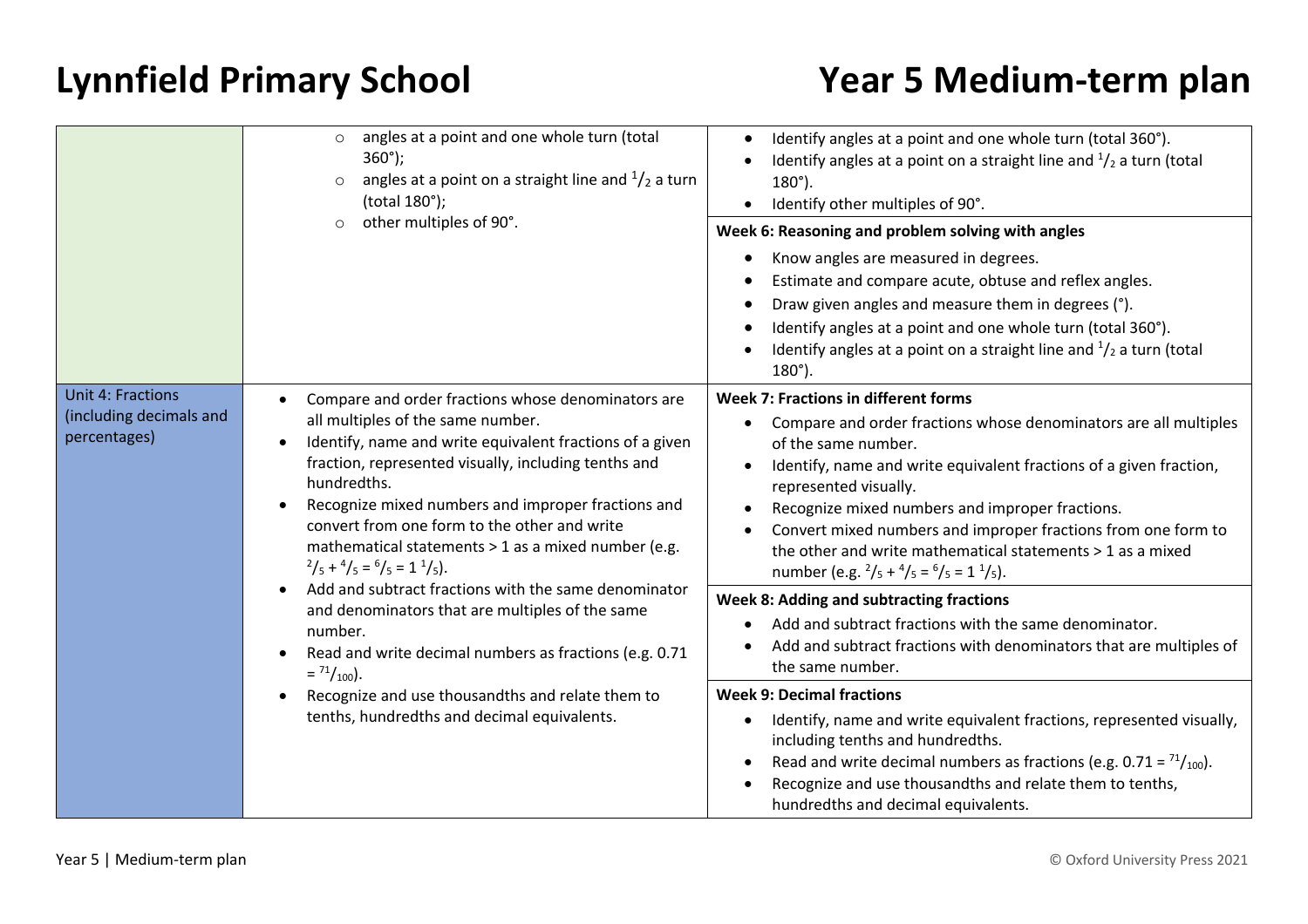# Lynnfield Primary School

# Year 5 Medium-term plan

| | | |
|---|---|---|
| | ○ angles at a point and one whole turn (total 360°);<br>○ angles at a point on a straight line and $^{1}/_{2}$ a turn (total 180°);<br>○ other multiples of 90°. | • Identify angles at a point and one whole turn (total 360°).<br>• Identify angles at a point on a straight line and $^{1}/_{2}$ a turn (total 180°).<br>• Identify other multiples of 90°.<br><br>**Week 6: Reasoning and problem solving with angles**<br>• Know angles are measured in degrees.<br>• Estimate and compare acute, obtuse and reflex angles.<br>• Draw given angles and measure them in degrees (°).<br>• Identify angles at a point and one whole turn (total 360°).<br>• Identify angles at a point on a straight line and $^{1}/_{2}$ a turn (total 180°). |
| Unit 4: Fractions (including decimals and percentages) | • Compare and order fractions whose denominators are all multiples of the same number.<br>• Identify, name and write equivalent fractions of a given fraction, represented visually, including tenths and hundredths.<br>• Recognize mixed numbers and improper fractions and convert from one form to the other and write mathematical statements > 1 as a mixed number (e.g. $^{2}/_{5} + ^{4}/_{5} = ^{6}/_{5} = 1\,^{1}/_{5}$).<br>• Add and subtract fractions with the same denominator and denominators that are multiples of the same number.<br>• Read and write decimal numbers as fractions (e.g. 0.71 = $^{71}/_{100}$).<br>• Recognize and use thousandths and relate them to tenths, hundredths and decimal equivalents. | **Week 7: Fractions in different forms**<br>• Compare and order fractions whose denominators are all multiples of the same number.<br>• Identify, name and write equivalent fractions of a given fraction, represented visually.<br>• Recognize mixed numbers and improper fractions.<br>• Convert mixed numbers and improper fractions from one form to the other and write mathematical statements > 1 as a mixed number (e.g. $^{2}/_{5} + ^{4}/_{5} = ^{6}/_{5} = 1\,^{1}/_{5}$).<br><br>**Week 8: Adding and subtracting fractions**<br>• Add and subtract fractions with the same denominator.<br>• Add and subtract fractions with denominators that are multiples of the same number.<br><br>**Week 9: Decimal fractions**<br>• Identify, name and write equivalent fractions, represented visually, including tenths and hundredths.<br>• Read and write decimal numbers as fractions (e.g. 0.71 = $^{71}/_{100}$).<br>• Recognize and use thousandths and relate them to tenths, hundredths and decimal equivalents. |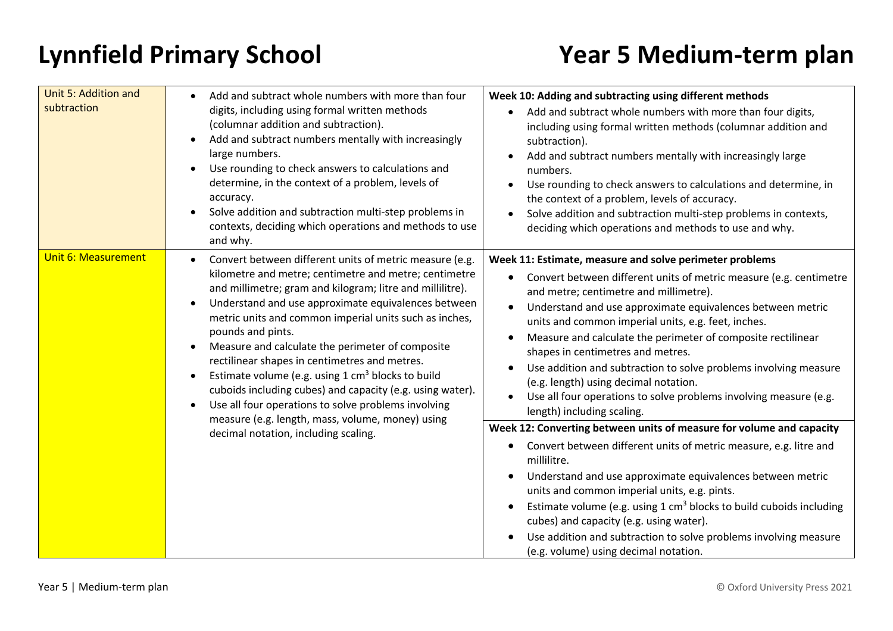# Lynnfield Primary School

# Year 5 Medium-term plan

| | | |
|---|---|---|
| Unit 5: Addition and subtraction | • Add and subtract whole numbers with more than four digits, including using formal written methods (columnar addition and subtraction).<br>• Add and subtract numbers mentally with increasingly large numbers.<br>• Use rounding to check answers to calculations and determine, in the context of a problem, levels of accuracy.<br>• Solve addition and subtraction multi-step problems in contexts, deciding which operations and methods to use and why. | **Week 10: Adding and subtracting using different methods**<br>• Add and subtract whole numbers with more than four digits, including using formal written methods (columnar addition and subtraction).<br>• Add and subtract numbers mentally with increasingly large numbers.<br>• Use rounding to check answers to calculations and determine, in the context of a problem, levels of accuracy.<br>• Solve addition and subtraction multi-step problems in contexts, deciding which operations and methods to use and why. |
| Unit 6: Measurement | • Convert between different units of metric measure (e.g. kilometre and metre; centimetre and metre; centimetre and millimetre; gram and kilogram; litre and millilitre).<br>• Understand and use approximate equivalences between metric units and common imperial units such as inches, pounds and pints.<br>• Measure and calculate the perimeter of composite rectilinear shapes in centimetres and metres.<br>• Estimate volume (e.g. using 1 $cm^3$ blocks to build cuboids including cubes) and capacity (e.g. using water).<br>• Use all four operations to solve problems involving measure (e.g. length, mass, volume, money) using decimal notation, including scaling. | **Week 11: Estimate, measure and solve perimeter problems**<br>• Convert between different units of metric measure (e.g. centimetre and metre; centimetre and millimetre).<br>• Understand and use approximate equivalences between metric units and common imperial units, e.g. feet, inches.<br>• Measure and calculate the perimeter of composite rectilinear shapes in centimetres and metres.<br>• Use addition and subtraction to solve problems involving measure (e.g. length) using decimal notation.<br>• Use all four operations to solve problems involving measure (e.g. length) including scaling.<br><br>**Week 12: Converting between units of measure for volume and capacity**<br>• Convert between different units of metric measure, e.g. litre and millilitre.<br>• Understand and use approximate equivalences between metric units and common imperial units, e.g. pints.<br>• Estimate volume (e.g. using 1 $cm^3$ blocks to build cuboids including cubes) and capacity (e.g. using water).<br>• Use addition and subtraction to solve problems involving measure (e.g. volume) using decimal notation. |

Year 5 | Medium-term plan

© Oxford University Press 2021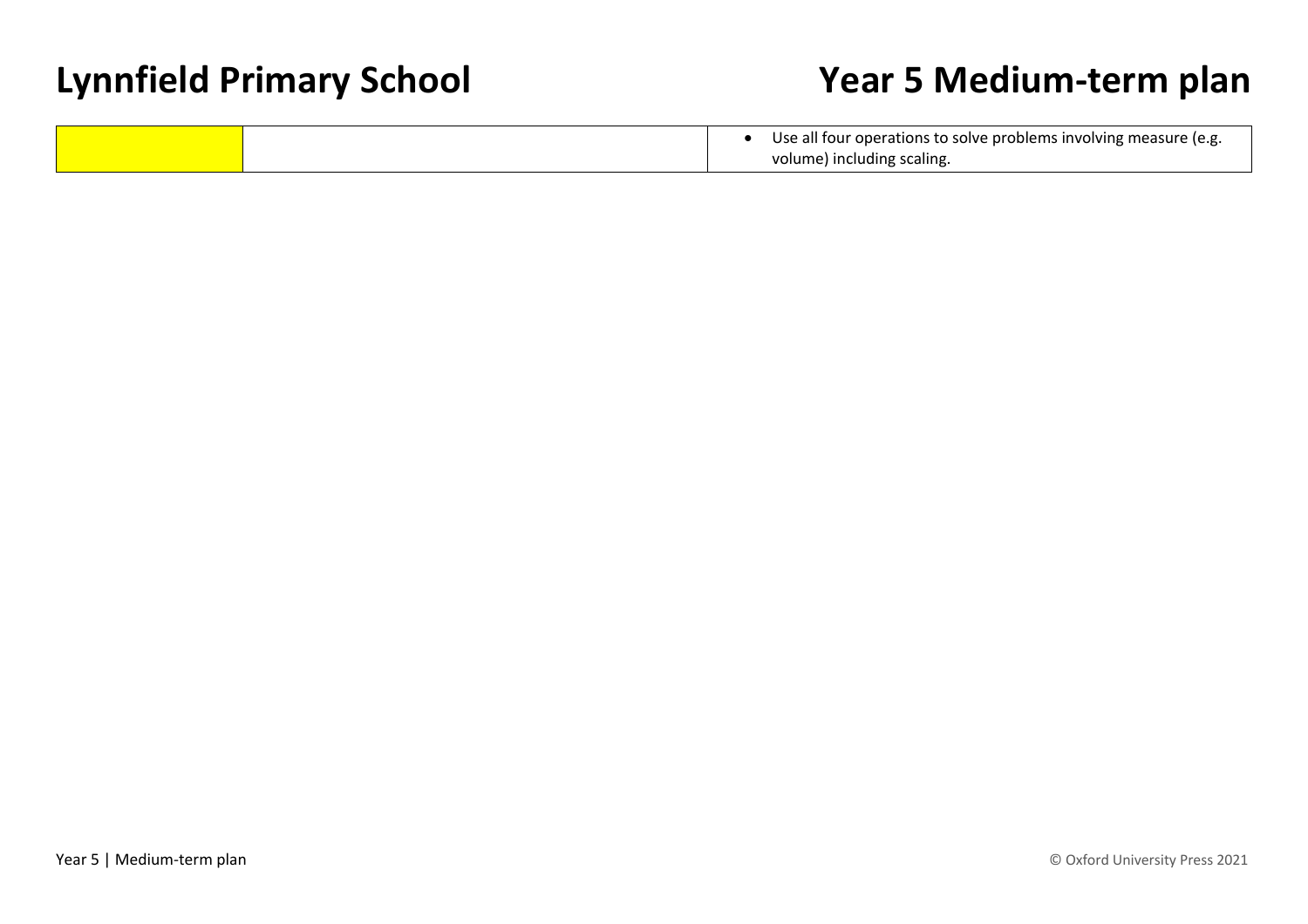# Lynnfield Primary School

# Year 5 Medium-term plan

| | | |
|---|---|---|
| | | • Use all four operations to solve problems involving measure (e.g. volume) including scaling. |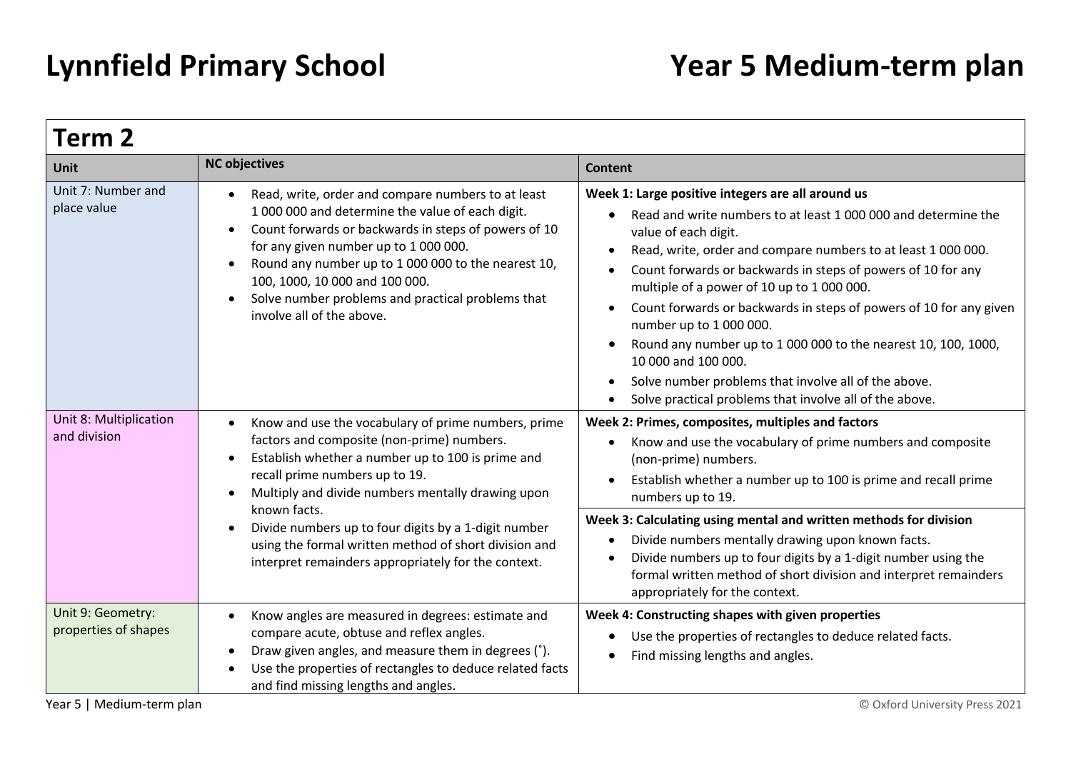# Lynnfield Primary School

# Year 5 Medium-term plan

## Term 2

| Unit | NC objectives | Content |
|---|---|---|
| Unit 7: Number and place value | • Read, write, order and compare numbers to at least 1 000 000 and determine the value of each digit.<br>• Count forwards or backwards in steps of powers of 10 for any given number up to 1 000 000.<br>• Round any number up to 1 000 000 to the nearest 10, 100, 1000, 10 000 and 100 000.<br>• Solve number problems and practical problems that involve all of the above. | **Week 1: Large positive integers are all around us**<br>• Read and write numbers to at least 1 000 000 and determine the value of each digit.<br>• Read, write, order and compare numbers to at least 1 000 000.<br>• Count forwards or backwards in steps of powers of 10 for any multiple of a power of 10 up to 1 000 000.<br>• Count forwards or backwards in steps of powers of 10 for any given number up to 1 000 000.<br>• Round any number up to 1 000 000 to the nearest 10, 100, 1000, 10 000 and 100 000.<br>• Solve number problems that involve all of the above.<br>• Solve practical problems that involve all of the above. |
| Unit 8: Multiplication and division | • Know and use the vocabulary of prime numbers, prime factors and composite (non-prime) numbers.<br>• Establish whether a number up to 100 is prime and recall prime numbers up to 19.<br>• Multiply and divide numbers mentally drawing upon known facts.<br>• Divide numbers up to four digits by a 1-digit number using the formal written method of short division and interpret remainders appropriately for the context. | **Week 2: Primes, composites, multiples and factors**<br>• Know and use the vocabulary of prime numbers and composite (non-prime) numbers.<br>• Establish whether a number up to 100 is prime and recall prime numbers up to 19.<br><br>**Week 3: Calculating using mental and written methods for division**<br>• Divide numbers mentally drawing upon known facts.<br>• Divide numbers up to four digits by a 1-digit number using the formal written method of short division and interpret remainders appropriately for the context. |
| Unit 9: Geometry: properties of shapes | • Know angles are measured in degrees: estimate and compare acute, obtuse and reflex angles.<br>• Draw given angles, and measure them in degrees (˚).<br>• Use the properties of rectangles to deduce related facts and find missing lengths and angles. | **Week 4: Constructing shapes with given properties**<br>• Use the properties of rectangles to deduce related facts.<br>• Find missing lengths and angles. |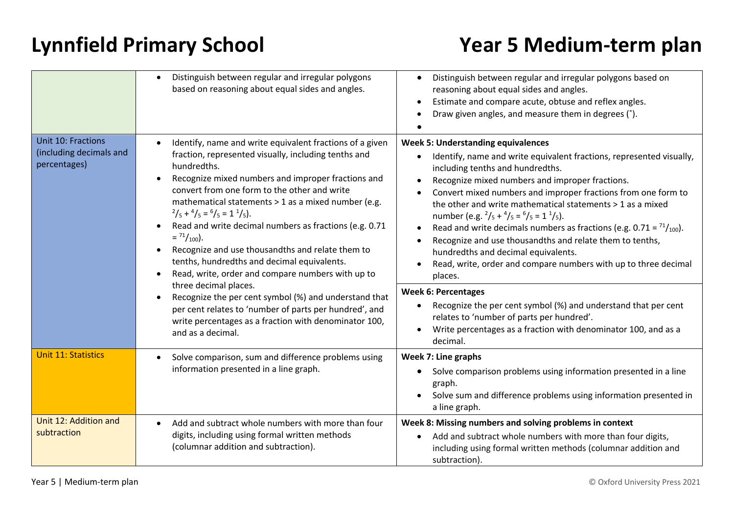# Lynnfield Primary School

# Year 5 Medium-term plan

| | | |
|---|---|---|
| | • Distinguish between regular and irregular polygons based on reasoning about equal sides and angles. | • Distinguish between regular and irregular polygons based on reasoning about equal sides and angles.<br>• Estimate and compare acute, obtuse and reflex angles.<br>• Draw given angles, and measure them in degrees (˚).<br>• |
| Unit 10: Fractions (including decimals and percentages) | • Identify, name and write equivalent fractions of a given fraction, represented visually, including tenths and hundredths.<br>• Recognize mixed numbers and improper fractions and convert from one form to the other and write mathematical statements > 1 as a mixed number (e.g. $^{2}/_{5} + ^{4}/_{5} = ^{6}/_{5} = 1\,^{1}/_{5}$).<br>• Read and write decimal numbers as fractions (e.g. 0.71 = $^{71}/_{100}$).<br>• Recognize and use thousandths and relate them to tenths, hundredths and decimal equivalents.<br>• Read, write, order and compare numbers with up to three decimal places.<br>• Recognize the per cent symbol (%) and understand that per cent relates to 'number of parts per hundred', and write percentages as a fraction with denominator 100, and as a decimal. | **Week 5: Understanding equivalences**<br>• Identify, name and write equivalent fractions, represented visually, including tenths and hundredths.<br>• Recognize mixed numbers and improper fractions.<br>• Convert mixed numbers and improper fractions from one form to the other and write mathematical statements > 1 as a mixed number (e.g. $^{2}/_{5} + ^{4}/_{5} = ^{6}/_{5} = 1\,^{1}/_{5}$).<br>• Read and write decimals numbers as fractions (e.g. 0.71 = $^{71}/_{100}$).<br>• Recognize and use thousandths and relate them to tenths, hundredths and decimal equivalents.<br>• Read, write, order and compare numbers with up to three decimal places.<br>**Week 6: Percentages**<br>• Recognize the per cent symbol (%) and understand that per cent relates to 'number of parts per hundred'.<br>• Write percentages as a fraction with denominator 100, and as a decimal. |
| Unit 11: Statistics | • Solve comparison, sum and difference problems using information presented in a line graph. | **Week 7: Line graphs**<br>• Solve comparison problems using information presented in a line graph.<br>• Solve sum and difference problems using information presented in a line graph. |
| Unit 12: Addition and subtraction | • Add and subtract whole numbers with more than four digits, including using formal written methods (columnar addition and subtraction). | **Week 8: Missing numbers and solving problems in context**<br>• Add and subtract whole numbers with more than four digits, including using formal written methods (columnar addition and subtraction). |

© Oxford University Press 2021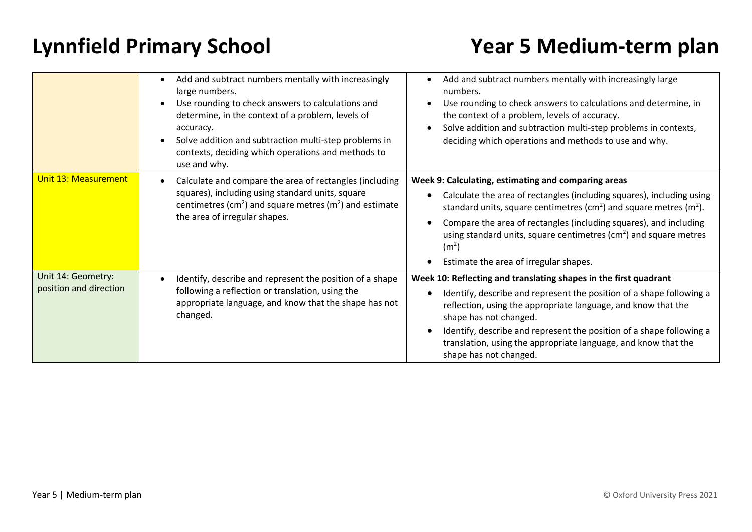# Lynnfield Primary School

# Year 5 Medium-term plan

| | | |
|---|---|---|
| | • Add and subtract numbers mentally with increasingly large numbers.<br>• Use rounding to check answers to calculations and determine, in the context of a problem, levels of accuracy.<br>• Solve addition and subtraction multi-step problems in contexts, deciding which operations and methods to use and why. | • Add and subtract numbers mentally with increasingly large numbers.<br>• Use rounding to check answers to calculations and determine, in the context of a problem, levels of accuracy.<br>• Solve addition and subtraction multi-step problems in contexts, deciding which operations and methods to use and why. |
| Unit 13: Measurement | • Calculate and compare the area of rectangles (including squares), including using standard units, square centimetres ($cm^2$) and square metres ($m^2$) and estimate the area of irregular shapes. | **Week 9: Calculating, estimating and comparing areas**<br>• Calculate the area of rectangles (including squares), including using standard units, square centimetres ($cm^2$) and square metres ($m^2$).<br>• Compare the area of rectangles (including squares), and including using standard units, square centimetres ($cm^2$) and square metres ($m^2$)<br>• Estimate the area of irregular shapes. |
| Unit 14: Geometry: position and direction | • Identify, describe and represent the position of a shape following a reflection or translation, using the appropriate language, and know that the shape has not changed. | **Week 10: Reflecting and translating shapes in the first quadrant**<br>• Identify, describe and represent the position of a shape following a reflection, using the appropriate language, and know that the shape has not changed.<br>• Identify, describe and represent the position of a shape following a translation, using the appropriate language, and know that the shape has not changed. |

Year 5 | Medium-term plan

© Oxford University Press 2021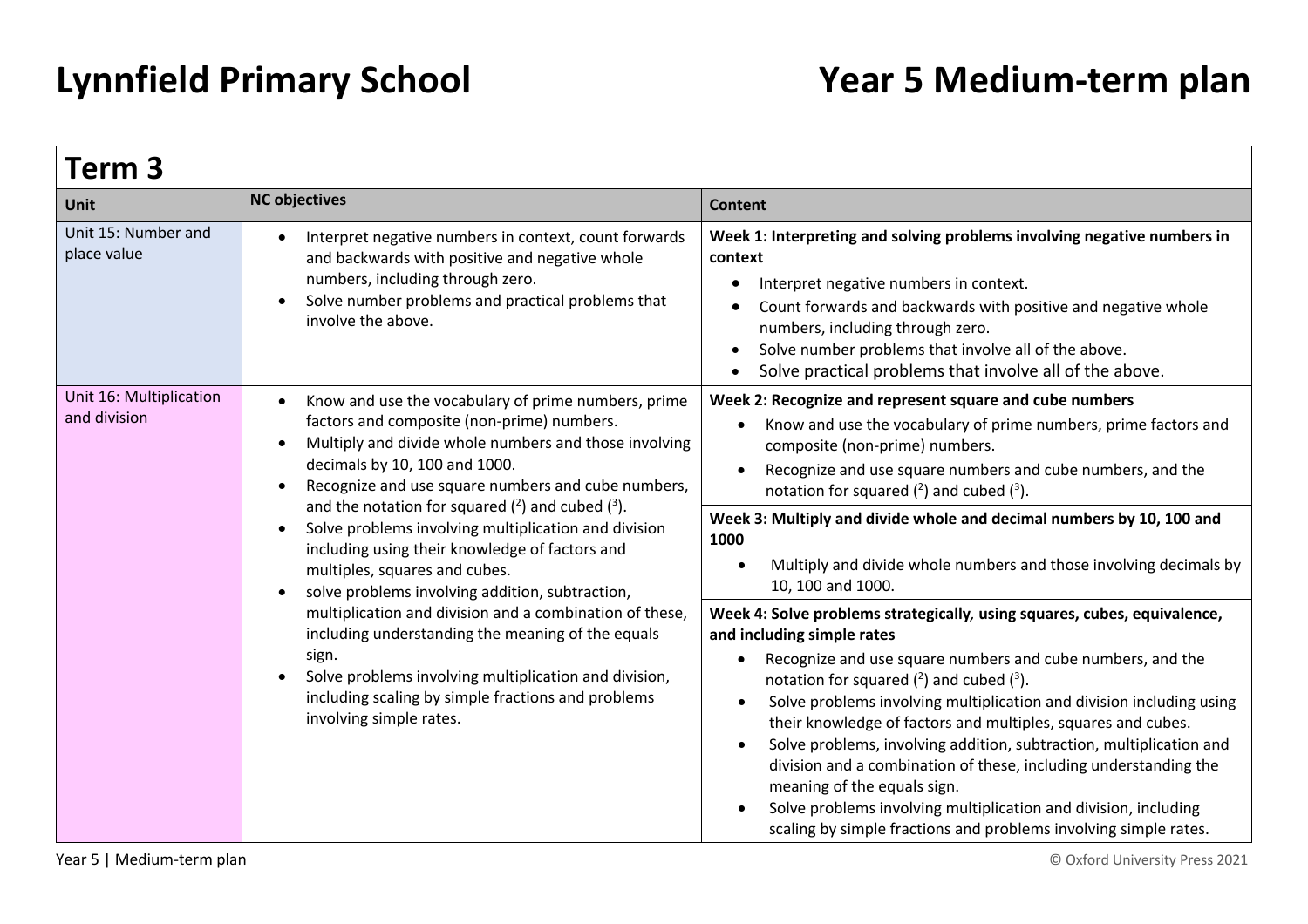# Lynnfield Primary School

# Year 5 Medium-term plan

## Term 3

| Unit | NC objectives | Content |
| --- | --- | --- |
| Unit 15: Number and place value | • Interpret negative numbers in context, count forwards and backwards with positive and negative whole numbers, including through zero.<br>• Solve number problems and practical problems that involve the above. | **Week 1: Interpreting and solving problems involving negative numbers in context**<br>• Interpret negative numbers in context.<br>• Count forwards and backwards with positive and negative whole numbers, including through zero.<br>• Solve number problems that involve all of the above.<br>• Solve practical problems that involve all of the above. |
| Unit 16: Multiplication and division | • Know and use the vocabulary of prime numbers, prime factors and composite (non-prime) numbers.<br>• Multiply and divide whole numbers and those involving decimals by 10, 100 and 1000.<br>• Recognize and use square numbers and cube numbers, and the notation for squared ($^2$) and cubed ($^3$).<br>• Solve problems involving multiplication and division including using their knowledge of factors and multiples, squares and cubes.<br>• solve problems involving addition, subtraction, multiplication and division and a combination of these, including understanding the meaning of the equals sign.<br>• Solve problems involving multiplication and division, including scaling by simple fractions and problems involving simple rates. | **Week 2: Recognize and represent square and cube numbers**<br>• Know and use the vocabulary of prime numbers, prime factors and composite (non-prime) numbers.<br>• Recognize and use square numbers and cube numbers, and the notation for squared ($^2$) and cubed ($^3$). |
| | | **Week 3: Multiply and divide whole and decimal numbers by 10, 100 and 1000**<br>• Multiply and divide whole numbers and those involving decimals by 10, 100 and 1000. |
| | | **Week 4: Solve problems strategically, using squares, cubes, equivalence, and including simple rates**<br>• Recognize and use square numbers and cube numbers, and the notation for squared ($^2$) and cubed ($^3$).<br>• Solve problems involving multiplication and division including using their knowledge of factors and multiples, squares and cubes.<br>• Solve problems, involving addition, subtraction, multiplication and division and a combination of these, including understanding the meaning of the equals sign.<br>• Solve problems involving multiplication and division, including scaling by simple fractions and problems involving simple rates. |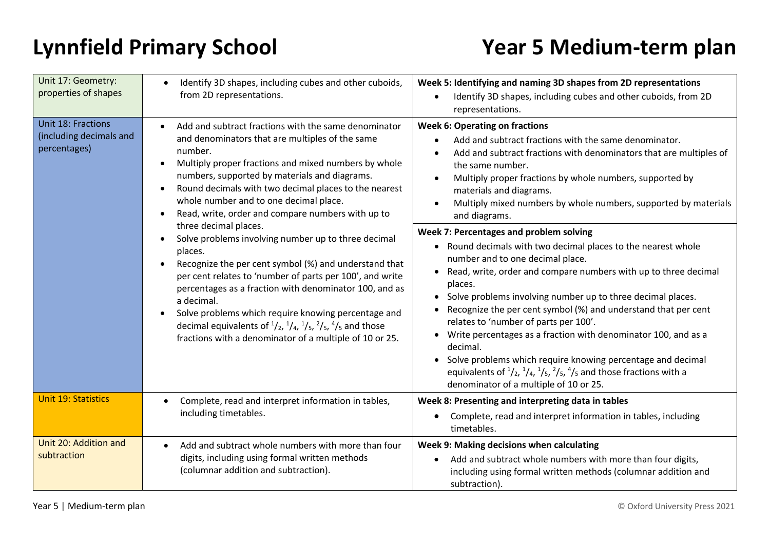# Lynnfield Primary School

# Year 5 Medium-term plan

| Unit | Objectives | Weekly plan |
|---|---|---|
| Unit 17: Geometry: properties of shapes | • Identify 3D shapes, including cubes and other cuboids, from 2D representations. | **Week 5: Identifying and naming 3D shapes from 2D representations**<br>• Identify 3D shapes, including cubes and other cuboids, from 2D representations. |
| Unit 18: Fractions (including decimals and percentages) | • Add and subtract fractions with the same denominator and denominators that are multiples of the same number.<br>• Multiply proper fractions and mixed numbers by whole numbers, supported by materials and diagrams.<br>• Round decimals with two decimal places to the nearest whole number and to one decimal place.<br>• Read, write, order and compare numbers with up to three decimal places.<br>• Solve problems involving number up to three decimal places.<br>• Recognize the per cent symbol (%) and understand that per cent relates to 'number of parts per 100', and write percentages as a fraction with denominator 100, and as a decimal.<br>• Solve problems which require knowing percentage and decimal equivalents of $^{1}/_{2}$, $^{1}/_{4}$, $^{1}/_{5}$, $^{2}/_{5}$, $^{4}/_{5}$ and those fractions with a denominator of a multiple of 10 or 25. | **Week 6: Operating on fractions**<br>• Add and subtract fractions with the same denominator.<br>• Add and subtract fractions with denominators that are multiples of the same number.<br>• Multiply proper fractions by whole numbers, supported by materials and diagrams.<br>• Multiply mixed numbers by whole numbers, supported by materials and diagrams.<br><br>**Week 7: Percentages and problem solving**<br>• Round decimals with two decimal places to the nearest whole number and to one decimal place.<br>• Read, write, order and compare numbers with up to three decimal places.<br>• Solve problems involving number up to three decimal places.<br>• Recognize the per cent symbol (%) and understand that per cent relates to 'number of parts per 100'.<br>• Write percentages as a fraction with denominator 100, and as a decimal.<br>• Solve problems which require knowing percentage and decimal equivalents of $^{1}/_{2}$, $^{1}/_{4}$, $^{1}/_{5}$, $^{2}/_{5}$, $^{4}/_{5}$ and those fractions with a denominator of a multiple of 10 or 25. |
| Unit 19: Statistics | • Complete, read and interpret information in tables, including timetables. | **Week 8: Presenting and interpreting data in tables**<br>• Complete, read and interpret information in tables, including timetables. |
| Unit 20: Addition and subtraction | • Add and subtract whole numbers with more than four digits, including using formal written methods (columnar addition and subtraction). | **Week 9: Making decisions when calculating**<br>• Add and subtract whole numbers with more than four digits, including using formal written methods (columnar addition and subtraction). |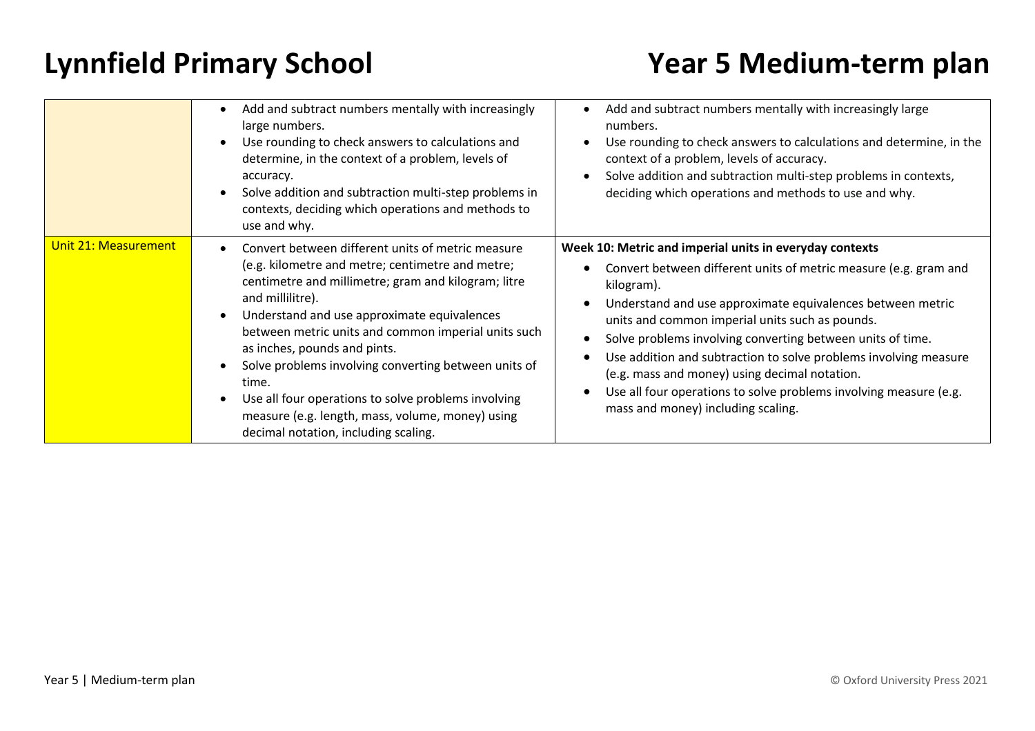# Lynnfield Primary School

# Year 5 Medium-term plan

| | | |
|---|---|---|
| | • Add and subtract numbers mentally with increasingly large numbers.<br>• Use rounding to check answers to calculations and determine, in the context of a problem, levels of accuracy.<br>• Solve addition and subtraction multi-step problems in contexts, deciding which operations and methods to use and why. | • Add and subtract numbers mentally with increasingly large numbers.<br>• Use rounding to check answers to calculations and determine, in the context of a problem, levels of accuracy.<br>• Solve addition and subtraction multi-step problems in contexts, deciding which operations and methods to use and why. |
| Unit 21: Measurement | • Convert between different units of metric measure (e.g. kilometre and metre; centimetre and metre; centimetre and millimetre; gram and kilogram; litre and millilitre).<br>• Understand and use approximate equivalences between metric units and common imperial units such as inches, pounds and pints.<br>• Solve problems involving converting between units of time.<br>• Use all four operations to solve problems involving measure (e.g. length, mass, volume, money) using decimal notation, including scaling. | **Week 10: Metric and imperial units in everyday contexts**<br>• Convert between different units of metric measure (e.g. gram and kilogram).<br>• Understand and use approximate equivalences between metric units and common imperial units such as pounds.<br>• Solve problems involving converting between units of time.<br>• Use addition and subtraction to solve problems involving measure (e.g. mass and money) using decimal notation.<br>• Use all four operations to solve problems involving measure (e.g. mass and money) including scaling. |